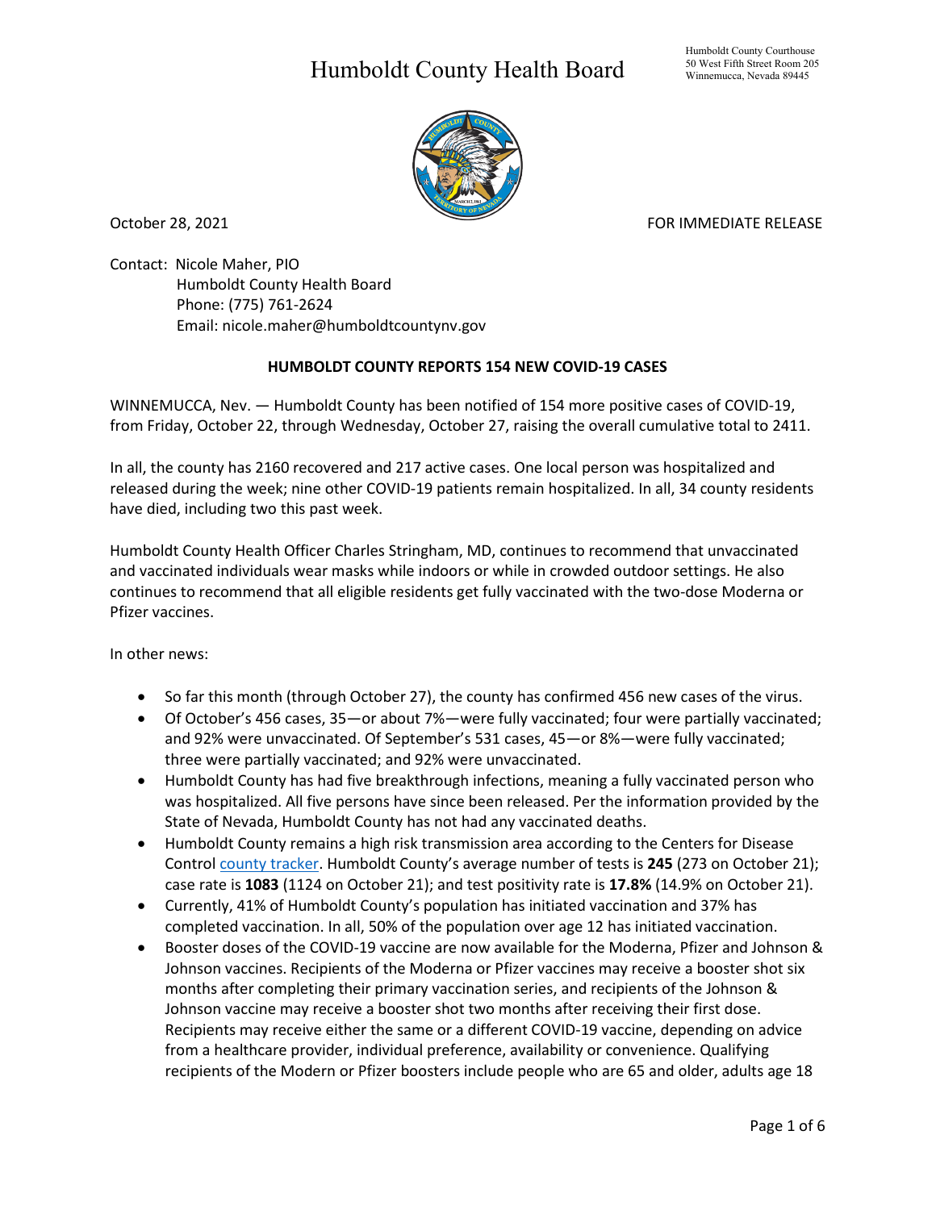# Humboldt County Health Board

Humboldt County Courthouse
50 West Fifth Street Room 205
Winnemucca, Nevada 89445

October 28, 2021 FOR IMMEDIATE RELEASE

Contact: Nicole Maher, PIO
Humboldt County Health Board
Phone: (775) 761-2624
Email: nicole.maher@humboldtcountynv.gov

**HUMBOLDT COUNTY REPORTS 154 NEW COVID-19 CASES**

WINNEMUCCA, Nev. — Humboldt County has been notified of 154 more positive cases of COVID-19, from Friday, October 22, through Wednesday, October 27, raising the overall cumulative total to 2411.

In all, the county has 2160 recovered and 217 active cases. One local person was hospitalized and released during the week; nine other COVID-19 patients remain hospitalized. In all, 34 county residents have died, including two this past week.

Humboldt County Health Officer Charles Stringham, MD, continues to recommend that unvaccinated and vaccinated individuals wear masks while indoors or while in crowded outdoor settings. He also continues to recommend that all eligible residents get fully vaccinated with the two-dose Moderna or Pfizer vaccines.

In other news:

- So far this month (through October 27), the county has confirmed 456 new cases of the virus.
- Of October's 456 cases, 35—or about 7%—were fully vaccinated; four were partially vaccinated; and 92% were unvaccinated. Of September's 531 cases, 45—or 8%—were fully vaccinated; three were partially vaccinated; and 92% were unvaccinated.
- Humboldt County has had five breakthrough infections, meaning a fully vaccinated person who was hospitalized. All five persons have since been released. Per the information provided by the State of Nevada, Humboldt County has not had any vaccinated deaths.
- Humboldt County remains a high risk transmission area according to the Centers for Disease Control county tracker. Humboldt County's average number of tests is **245** (273 on October 21); case rate is **1083** (1124 on October 21); and test positivity rate is **17.8%** (14.9% on October 21).
- Currently, 41% of Humboldt County's population has initiated vaccination and 37% has completed vaccination. In all, 50% of the population over age 12 has initiated vaccination.
- Booster doses of the COVID-19 vaccine are now available for the Moderna, Pfizer and Johnson & Johnson vaccines. Recipients of the Moderna or Pfizer vaccines may receive a booster shot six months after completing their primary vaccination series, and recipients of the Johnson & Johnson vaccine may receive a booster shot two months after receiving their first dose. Recipients may receive either the same or a different COVID-19 vaccine, depending on advice from a healthcare provider, individual preference, availability or convenience. Qualifying recipients of the Modern or Pfizer boosters include people who are 65 and older, adults age 18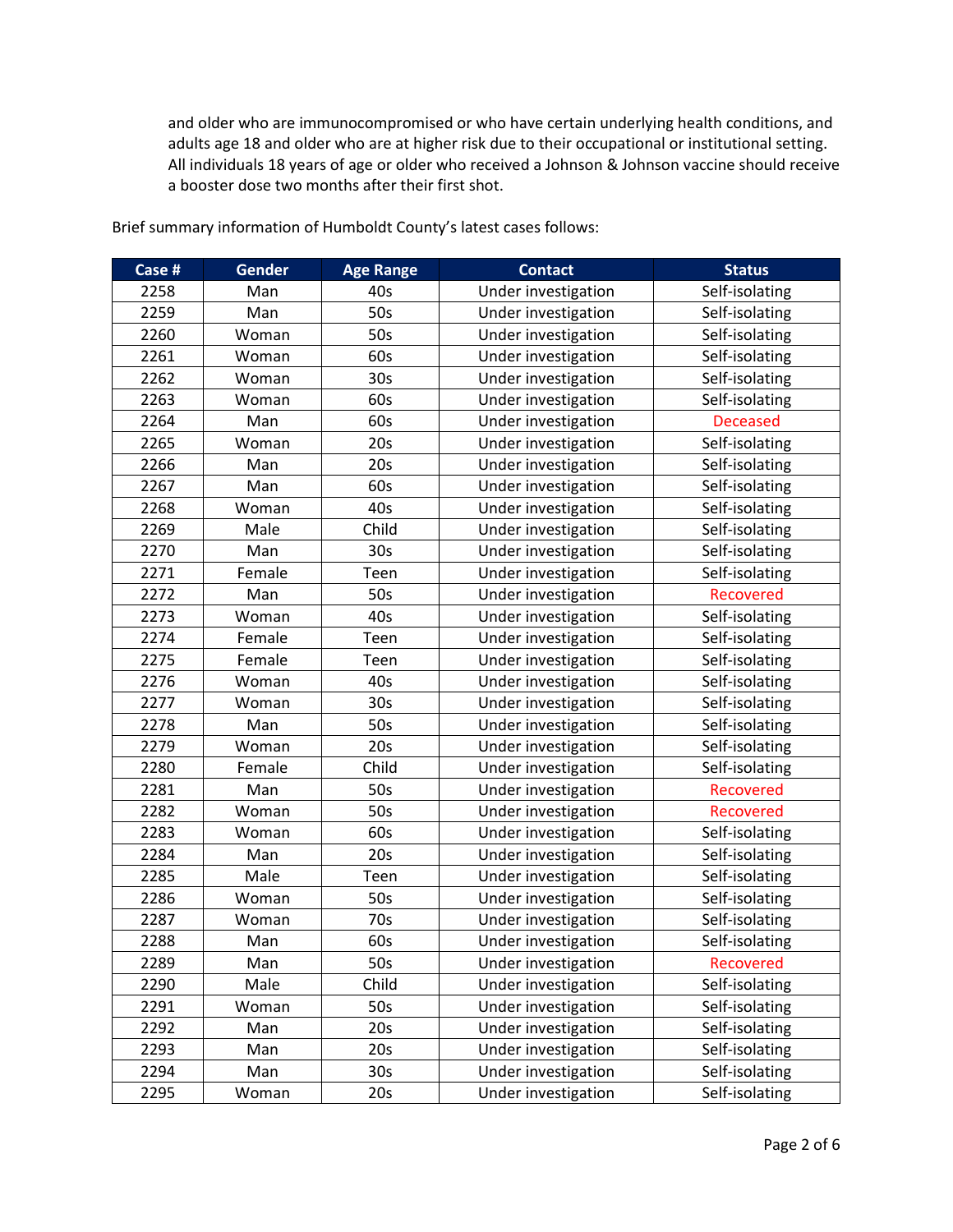and older who are immunocompromised or who have certain underlying health conditions, and adults age 18 and older who are at higher risk due to their occupational or institutional setting. All individuals 18 years of age or older who received a Johnson & Johnson vaccine should receive a booster dose two months after their first shot.

Brief summary information of Humboldt County's latest cases follows:

| Case # | Gender | Age Range | Contact | Status |
|---|---|---|---|---|
| 2258 | Man | 40s | Under investigation | Self-isolating |
| 2259 | Man | 50s | Under investigation | Self-isolating |
| 2260 | Woman | 50s | Under investigation | Self-isolating |
| 2261 | Woman | 60s | Under investigation | Self-isolating |
| 2262 | Woman | 30s | Under investigation | Self-isolating |
| 2263 | Woman | 60s | Under investigation | Self-isolating |
| 2264 | Man | 60s | Under investigation | Deceased |
| 2265 | Woman | 20s | Under investigation | Self-isolating |
| 2266 | Man | 20s | Under investigation | Self-isolating |
| 2267 | Man | 60s | Under investigation | Self-isolating |
| 2268 | Woman | 40s | Under investigation | Self-isolating |
| 2269 | Male | Child | Under investigation | Self-isolating |
| 2270 | Man | 30s | Under investigation | Self-isolating |
| 2271 | Female | Teen | Under investigation | Self-isolating |
| 2272 | Man | 50s | Under investigation | Recovered |
| 2273 | Woman | 40s | Under investigation | Self-isolating |
| 2274 | Female | Teen | Under investigation | Self-isolating |
| 2275 | Female | Teen | Under investigation | Self-isolating |
| 2276 | Woman | 40s | Under investigation | Self-isolating |
| 2277 | Woman | 30s | Under investigation | Self-isolating |
| 2278 | Man | 50s | Under investigation | Self-isolating |
| 2279 | Woman | 20s | Under investigation | Self-isolating |
| 2280 | Female | Child | Under investigation | Self-isolating |
| 2281 | Man | 50s | Under investigation | Recovered |
| 2282 | Woman | 50s | Under investigation | Recovered |
| 2283 | Woman | 60s | Under investigation | Self-isolating |
| 2284 | Man | 20s | Under investigation | Self-isolating |
| 2285 | Male | Teen | Under investigation | Self-isolating |
| 2286 | Woman | 50s | Under investigation | Self-isolating |
| 2287 | Woman | 70s | Under investigation | Self-isolating |
| 2288 | Man | 60s | Under investigation | Self-isolating |
| 2289 | Man | 50s | Under investigation | Recovered |
| 2290 | Male | Child | Under investigation | Self-isolating |
| 2291 | Woman | 50s | Under investigation | Self-isolating |
| 2292 | Man | 20s | Under investigation | Self-isolating |
| 2293 | Man | 20s | Under investigation | Self-isolating |
| 2294 | Man | 30s | Under investigation | Self-isolating |
| 2295 | Woman | 20s | Under investigation | Self-isolating |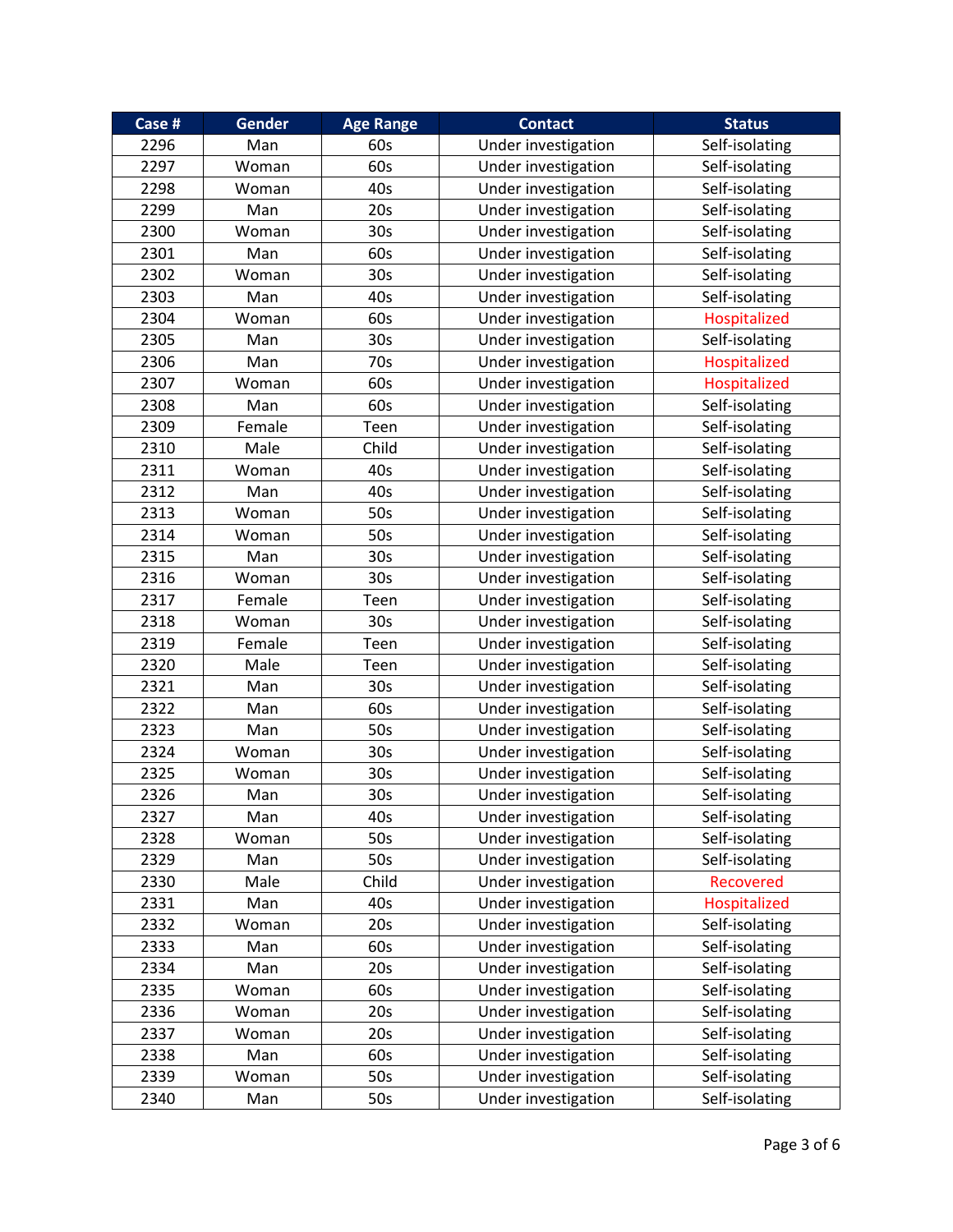| Case # | Gender | Age Range | Contact | Status |
|---|---|---|---|---|
| 2296 | Man | 60s | Under investigation | Self-isolating |
| 2297 | Woman | 60s | Under investigation | Self-isolating |
| 2298 | Woman | 40s | Under investigation | Self-isolating |
| 2299 | Man | 20s | Under investigation | Self-isolating |
| 2300 | Woman | 30s | Under investigation | Self-isolating |
| 2301 | Man | 60s | Under investigation | Self-isolating |
| 2302 | Woman | 30s | Under investigation | Self-isolating |
| 2303 | Man | 40s | Under investigation | Self-isolating |
| 2304 | Woman | 60s | Under investigation | Hospitalized |
| 2305 | Man | 30s | Under investigation | Self-isolating |
| 2306 | Man | 70s | Under investigation | Hospitalized |
| 2307 | Woman | 60s | Under investigation | Hospitalized |
| 2308 | Man | 60s | Under investigation | Self-isolating |
| 2309 | Female | Teen | Under investigation | Self-isolating |
| 2310 | Male | Child | Under investigation | Self-isolating |
| 2311 | Woman | 40s | Under investigation | Self-isolating |
| 2312 | Man | 40s | Under investigation | Self-isolating |
| 2313 | Woman | 50s | Under investigation | Self-isolating |
| 2314 | Woman | 50s | Under investigation | Self-isolating |
| 2315 | Man | 30s | Under investigation | Self-isolating |
| 2316 | Woman | 30s | Under investigation | Self-isolating |
| 2317 | Female | Teen | Under investigation | Self-isolating |
| 2318 | Woman | 30s | Under investigation | Self-isolating |
| 2319 | Female | Teen | Under investigation | Self-isolating |
| 2320 | Male | Teen | Under investigation | Self-isolating |
| 2321 | Man | 30s | Under investigation | Self-isolating |
| 2322 | Man | 60s | Under investigation | Self-isolating |
| 2323 | Man | 50s | Under investigation | Self-isolating |
| 2324 | Woman | 30s | Under investigation | Self-isolating |
| 2325 | Woman | 30s | Under investigation | Self-isolating |
| 2326 | Man | 30s | Under investigation | Self-isolating |
| 2327 | Man | 40s | Under investigation | Self-isolating |
| 2328 | Woman | 50s | Under investigation | Self-isolating |
| 2329 | Man | 50s | Under investigation | Self-isolating |
| 2330 | Male | Child | Under investigation | Recovered |
| 2331 | Man | 40s | Under investigation | Hospitalized |
| 2332 | Woman | 20s | Under investigation | Self-isolating |
| 2333 | Man | 60s | Under investigation | Self-isolating |
| 2334 | Man | 20s | Under investigation | Self-isolating |
| 2335 | Woman | 60s | Under investigation | Self-isolating |
| 2336 | Woman | 20s | Under investigation | Self-isolating |
| 2337 | Woman | 20s | Under investigation | Self-isolating |
| 2338 | Man | 60s | Under investigation | Self-isolating |
| 2339 | Woman | 50s | Under investigation | Self-isolating |
| 2340 | Man | 50s | Under investigation | Self-isolating |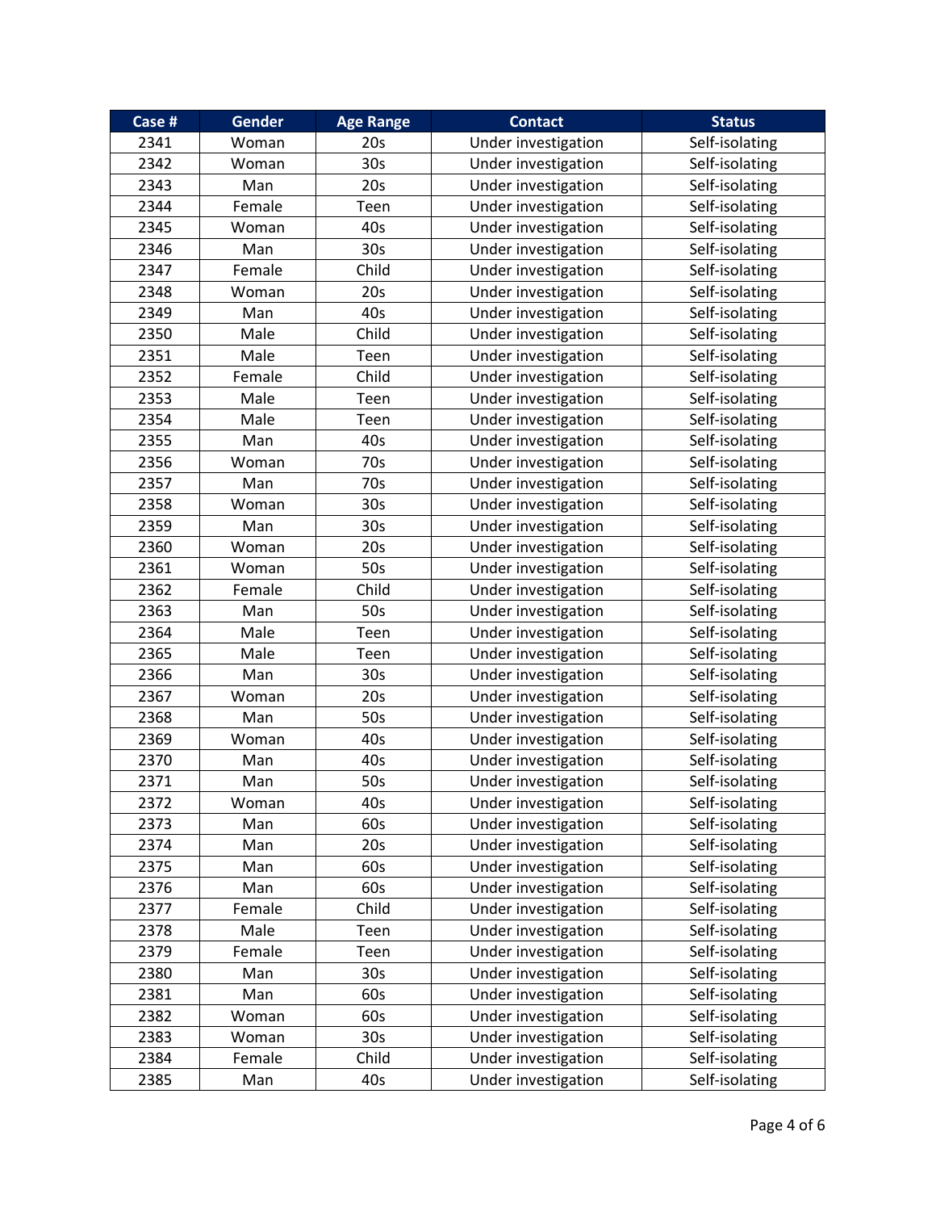| Case # | Gender | Age Range | Contact | Status |
| --- | --- | --- | --- | --- |
| 2341 | Woman | 20s | Under investigation | Self-isolating |
| 2342 | Woman | 30s | Under investigation | Self-isolating |
| 2343 | Man | 20s | Under investigation | Self-isolating |
| 2344 | Female | Teen | Under investigation | Self-isolating |
| 2345 | Woman | 40s | Under investigation | Self-isolating |
| 2346 | Man | 30s | Under investigation | Self-isolating |
| 2347 | Female | Child | Under investigation | Self-isolating |
| 2348 | Woman | 20s | Under investigation | Self-isolating |
| 2349 | Man | 40s | Under investigation | Self-isolating |
| 2350 | Male | Child | Under investigation | Self-isolating |
| 2351 | Male | Teen | Under investigation | Self-isolating |
| 2352 | Female | Child | Under investigation | Self-isolating |
| 2353 | Male | Teen | Under investigation | Self-isolating |
| 2354 | Male | Teen | Under investigation | Self-isolating |
| 2355 | Man | 40s | Under investigation | Self-isolating |
| 2356 | Woman | 70s | Under investigation | Self-isolating |
| 2357 | Man | 70s | Under investigation | Self-isolating |
| 2358 | Woman | 30s | Under investigation | Self-isolating |
| 2359 | Man | 30s | Under investigation | Self-isolating |
| 2360 | Woman | 20s | Under investigation | Self-isolating |
| 2361 | Woman | 50s | Under investigation | Self-isolating |
| 2362 | Female | Child | Under investigation | Self-isolating |
| 2363 | Man | 50s | Under investigation | Self-isolating |
| 2364 | Male | Teen | Under investigation | Self-isolating |
| 2365 | Male | Teen | Under investigation | Self-isolating |
| 2366 | Man | 30s | Under investigation | Self-isolating |
| 2367 | Woman | 20s | Under investigation | Self-isolating |
| 2368 | Man | 50s | Under investigation | Self-isolating |
| 2369 | Woman | 40s | Under investigation | Self-isolating |
| 2370 | Man | 40s | Under investigation | Self-isolating |
| 2371 | Man | 50s | Under investigation | Self-isolating |
| 2372 | Woman | 40s | Under investigation | Self-isolating |
| 2373 | Man | 60s | Under investigation | Self-isolating |
| 2374 | Man | 20s | Under investigation | Self-isolating |
| 2375 | Man | 60s | Under investigation | Self-isolating |
| 2376 | Man | 60s | Under investigation | Self-isolating |
| 2377 | Female | Child | Under investigation | Self-isolating |
| 2378 | Male | Teen | Under investigation | Self-isolating |
| 2379 | Female | Teen | Under investigation | Self-isolating |
| 2380 | Man | 30s | Under investigation | Self-isolating |
| 2381 | Man | 60s | Under investigation | Self-isolating |
| 2382 | Woman | 60s | Under investigation | Self-isolating |
| 2383 | Woman | 30s | Under investigation | Self-isolating |
| 2384 | Female | Child | Under investigation | Self-isolating |
| 2385 | Man | 40s | Under investigation | Self-isolating |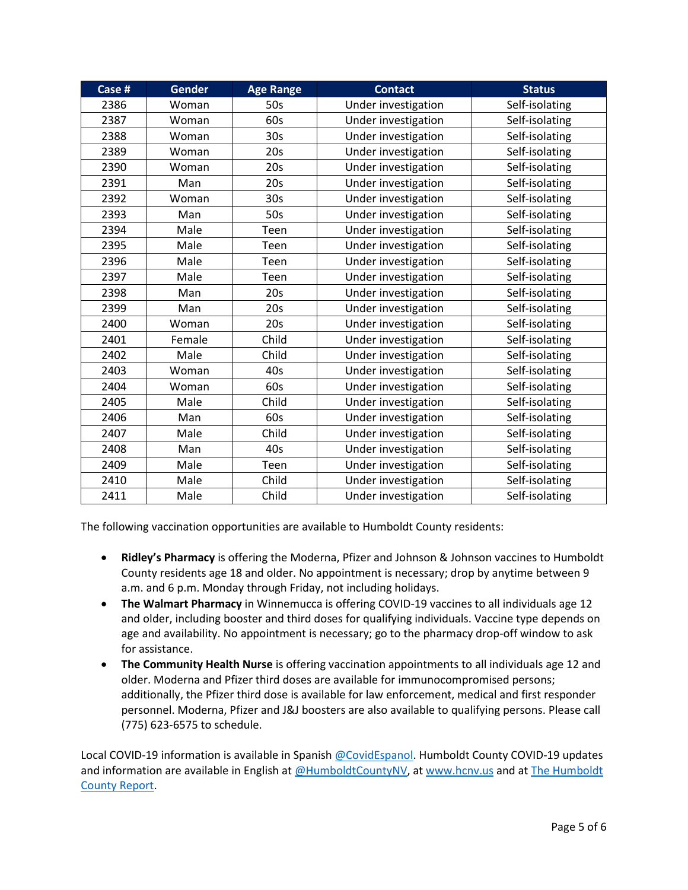| Case # | Gender | Age Range | Contact | Status |
|---|---|---|---|---|
| 2386 | Woman | 50s | Under investigation | Self-isolating |
| 2387 | Woman | 60s | Under investigation | Self-isolating |
| 2388 | Woman | 30s | Under investigation | Self-isolating |
| 2389 | Woman | 20s | Under investigation | Self-isolating |
| 2390 | Woman | 20s | Under investigation | Self-isolating |
| 2391 | Man | 20s | Under investigation | Self-isolating |
| 2392 | Woman | 30s | Under investigation | Self-isolating |
| 2393 | Man | 50s | Under investigation | Self-isolating |
| 2394 | Male | Teen | Under investigation | Self-isolating |
| 2395 | Male | Teen | Under investigation | Self-isolating |
| 2396 | Male | Teen | Under investigation | Self-isolating |
| 2397 | Male | Teen | Under investigation | Self-isolating |
| 2398 | Man | 20s | Under investigation | Self-isolating |
| 2399 | Man | 20s | Under investigation | Self-isolating |
| 2400 | Woman | 20s | Under investigation | Self-isolating |
| 2401 | Female | Child | Under investigation | Self-isolating |
| 2402 | Male | Child | Under investigation | Self-isolating |
| 2403 | Woman | 40s | Under investigation | Self-isolating |
| 2404 | Woman | 60s | Under investigation | Self-isolating |
| 2405 | Male | Child | Under investigation | Self-isolating |
| 2406 | Man | 60s | Under investigation | Self-isolating |
| 2407 | Male | Child | Under investigation | Self-isolating |
| 2408 | Man | 40s | Under investigation | Self-isolating |
| 2409 | Male | Teen | Under investigation | Self-isolating |
| 2410 | Male | Child | Under investigation | Self-isolating |
| 2411 | Male | Child | Under investigation | Self-isolating |

The following vaccination opportunities are available to Humboldt County residents:

- **Ridley's Pharmacy** is offering the Moderna, Pfizer and Johnson & Johnson vaccines to Humboldt County residents age 18 and older. No appointment is necessary; drop by anytime between 9 a.m. and 6 p.m. Monday through Friday, not including holidays.
- **The Walmart Pharmacy** in Winnemucca is offering COVID-19 vaccines to all individuals age 12 and older, including booster and third doses for qualifying individuals. Vaccine type depends on age and availability. No appointment is necessary; go to the pharmacy drop-off window to ask for assistance.
- **The Community Health Nurse** is offering vaccination appointments to all individuals age 12 and older. Moderna and Pfizer third doses are available for immunocompromised persons; additionally, the Pfizer third dose is available for law enforcement, medical and first responder personnel. Moderna, Pfizer and J&J boosters are also available to qualifying persons. Please call (775) 623-6575 to schedule.

Local COVID-19 information is available in Spanish @CovidEspanol. Humboldt County COVID-19 updates and information are available in English at @HumboldtCountyNV, at www.hcnv.us and at The Humboldt County Report.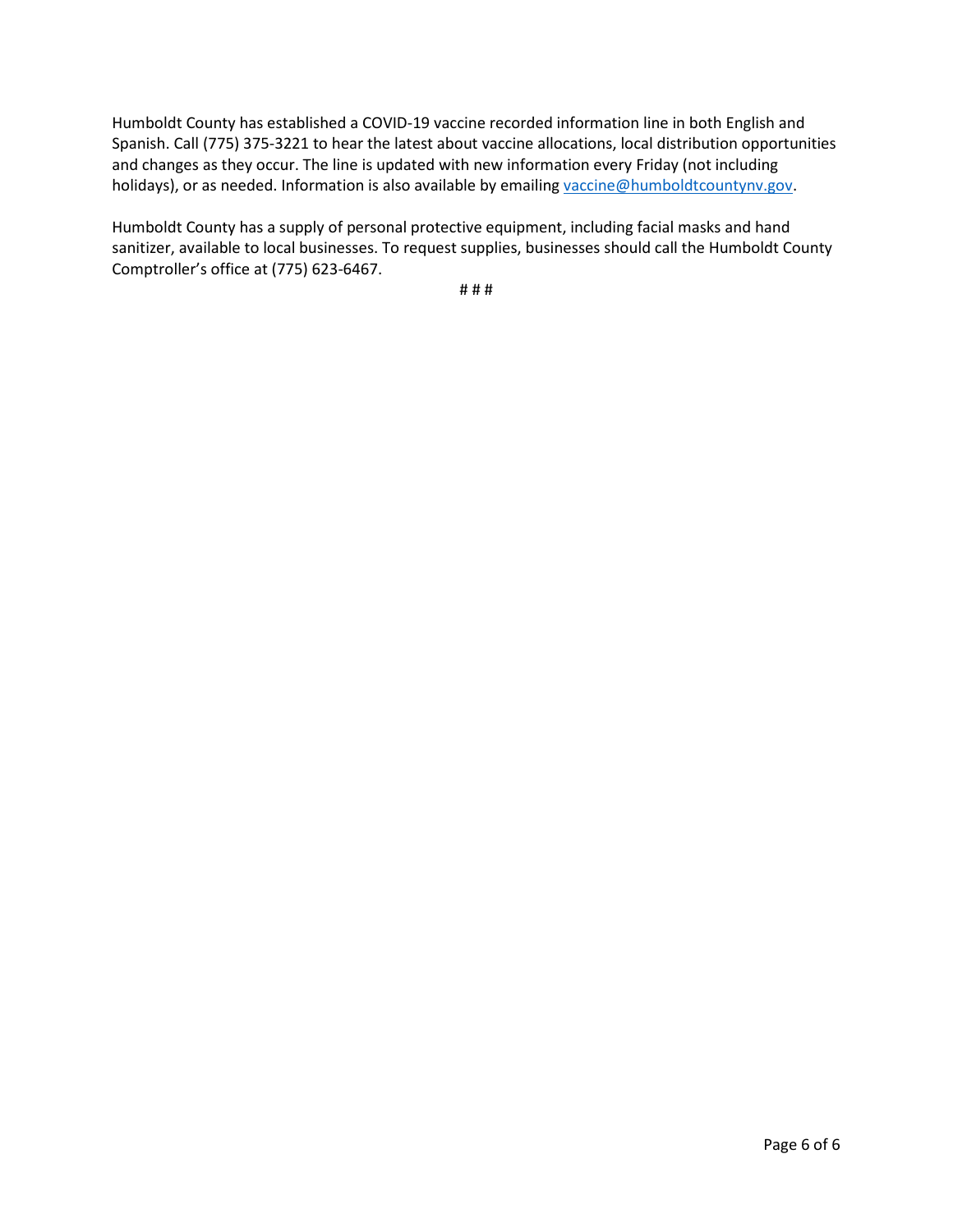Humboldt County has established a COVID-19 vaccine recorded information line in both English and Spanish. Call (775) 375-3221 to hear the latest about vaccine allocations, local distribution opportunities and changes as they occur. The line is updated with new information every Friday (not including holidays), or as needed. Information is also available by emailing vaccine@humboldtcountynv.gov.

Humboldt County has a supply of personal protective equipment, including facial masks and hand sanitizer, available to local businesses. To request supplies, businesses should call the Humboldt County Comptroller's office at (775) 623-6467.

# # #